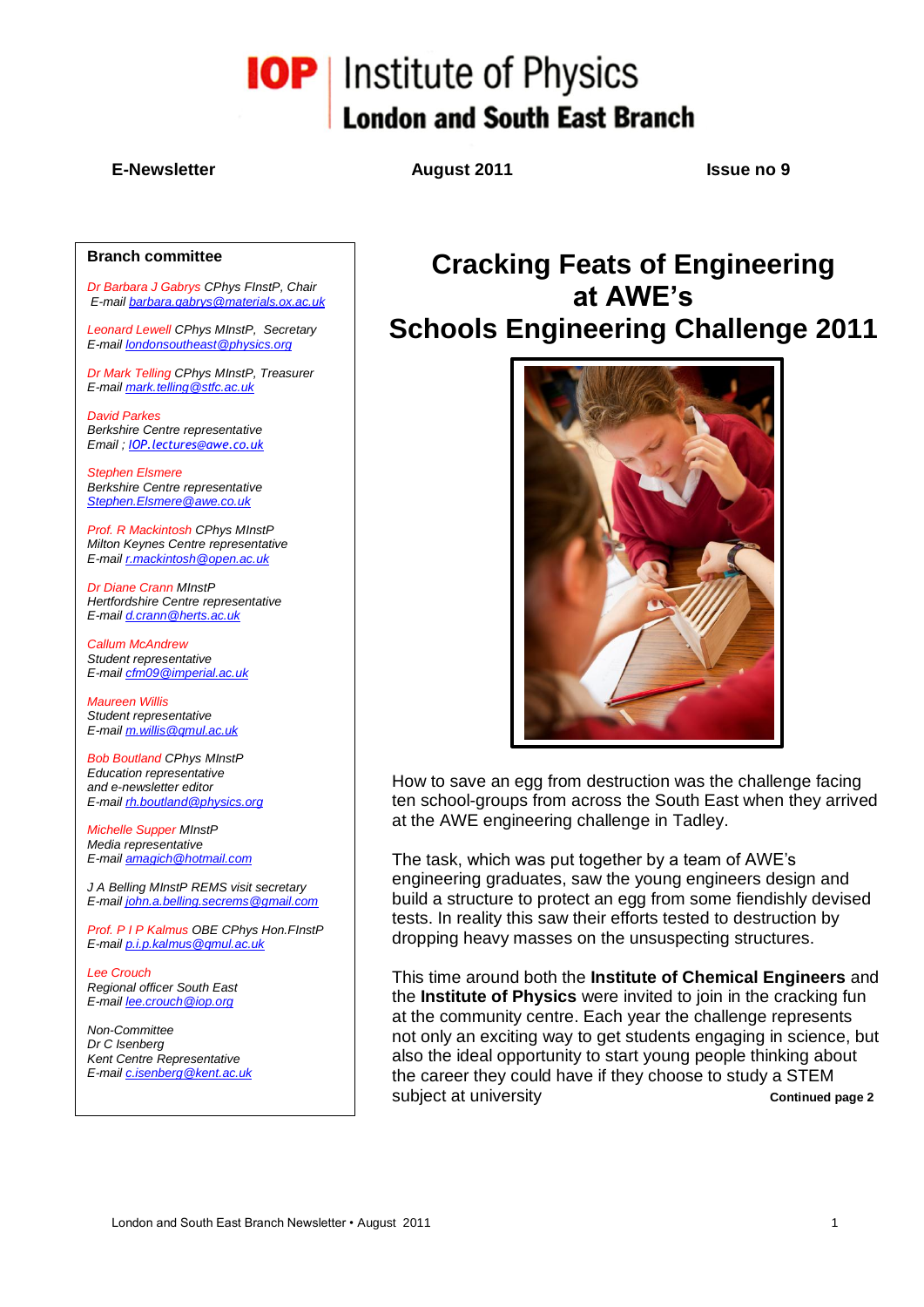# IOP | Institute of Physics
## London and South East Branch

**E-Newsletter** **August 2011** **Issue no 9**

**Branch committee**

*Dr Barbara J Gabrys CPhys FInstP, Chair*
*E-mail barbara.gabrys@materials.ox.ac.uk*

*Leonard Lewell CPhys MInstP, Secretary*
*E-mail londonsoutheast@physics.org*

*Dr Mark Telling CPhys MInstP, Treasurer*
*E-mail mark.telling@stfc.ac.uk*

*David Parkes*
*Berkshire Centre representative*
*Email ; IOP.lectures@awe.co.uk*

*Stephen Elsmere*
*Berkshire Centre representative*
*Stephen.Elsmere@awe.co.uk*

*Prof. R Mackintosh CPhys MInstP*
*Milton Keynes Centre representative*
*E-mail r.mackintosh@open.ac.uk*

*Dr Diane Crann MInstP*
*Hertfordshire Centre representative*
*E-mail d.crann@herts.ac.uk*

*Callum McAndrew*
*Student representative*
*E-mail cfm09@imperial.ac.uk*

*Maureen Willis*
*Student representative*
*E-mail m.willis@qmul.ac.uk*

*Bob Boutland CPhys MInstP*
*Education representative*
*and e-newsletter editor*
*E-mail rh.boutland@physics.org*

*Michelle Supper MInstP*
*Media representative*
*E-mail amagich@hotmail.com*

*J A Belling MInstP REMS visit secretary*
*E-mail john.a.belling.secrems@gmail.com*

*Prof. P I P Kalmus OBE CPhys Hon.FInstP*
*E-mail p.i.p.kalmus@qmul.ac.uk*

*Lee Crouch*
*Regional officer South East*
*E-mail lee.crouch@iop.org*

*Non-Committee*
*Dr C Isenberg*
*Kent Centre Representative*
*E-mail c.isenberg@kent.ac.uk*

# Cracking Feats of Engineering at AWE's Schools Engineering Challenge 2011

How to save an egg from destruction was the challenge facing ten school-groups from across the South East when they arrived at the AWE engineering challenge in Tadley.

The task, which was put together by a team of AWE's engineering graduates, saw the young engineers design and build a structure to protect an egg from some fiendishly devised tests. In reality this saw their efforts tested to destruction by dropping heavy masses on the unsuspecting structures.

This time around both the **Institute of Chemical Engineers** and the **Institute of Physics** were invited to join in the cracking fun at the community centre. Each year the challenge represents not only an exciting way to get students engaging in science, but also the ideal opportunity to start young people thinking about the career they could have if they choose to study a STEM subject at university

**Continued page 2**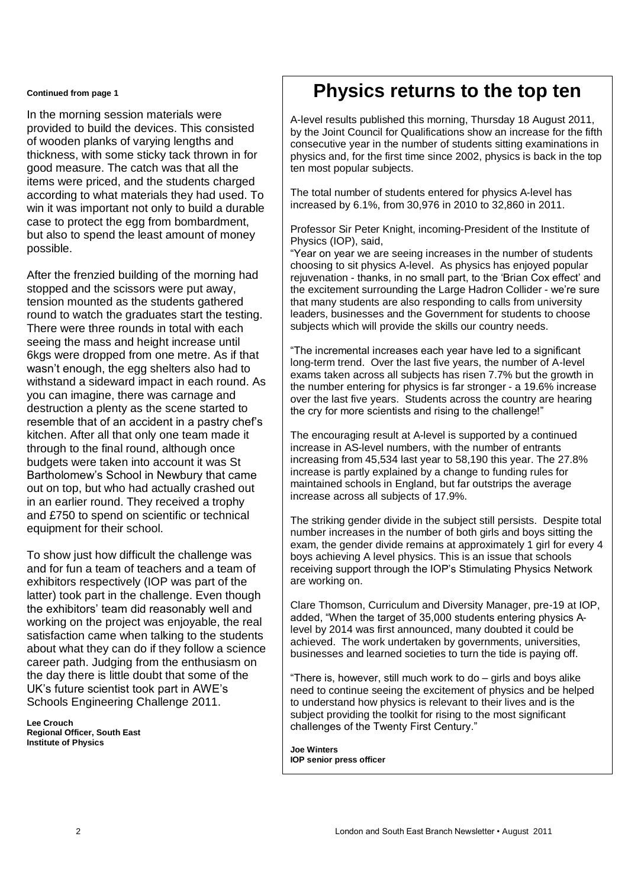**Continued from page 1**

In the morning session materials were provided to build the devices. This consisted of wooden planks of varying lengths and thickness, with some sticky tack thrown in for good measure. The catch was that all the items were priced, and the students charged according to what materials they had used. To win it was important not only to build a durable case to protect the egg from bombardment, but also to spend the least amount of money possible.

After the frenzied building of the morning had stopped and the scissors were put away, tension mounted as the students gathered round to watch the graduates start the testing. There were three rounds in total with each seeing the mass and height increase until 6kgs were dropped from one metre. As if that wasn't enough, the egg shelters also had to withstand a sideward impact in each round. As you can imagine, there was carnage and destruction a plenty as the scene started to resemble that of an accident in a pastry chef's kitchen. After all that only one team made it through to the final round, although once budgets were taken into account it was St Bartholomew's School in Newbury that came out on top, but who had actually crashed out in an earlier round. They received a trophy and £750 to spend on scientific or technical equipment for their school.

To show just how difficult the challenge was and for fun a team of teachers and a team of exhibitors respectively (IOP was part of the latter) took part in the challenge. Even though the exhibitors' team did reasonably well and working on the project was enjoyable, the real satisfaction came when talking to the students about what they can do if they follow a science career path. Judging from the enthusiasm on the day there is little doubt that some of the UK's future scientist took part in AWE's Schools Engineering Challenge 2011.

**Lee Crouch**
**Regional Officer, South East**
**Institute of Physics**

# Physics returns to the top ten

A-level results published this morning, Thursday 18 August 2011, by the Joint Council for Qualifications show an increase for the fifth consecutive year in the number of students sitting examinations in physics and, for the first time since 2002, physics is back in the top ten most popular subjects.

The total number of students entered for physics A-level has increased by 6.1%, from 30,976 in 2010 to 32,860 in 2011.

Professor Sir Peter Knight, incoming-President of the Institute of Physics (IOP), said,
"Year on year we are seeing increases in the number of students choosing to sit physics A-level. As physics has enjoyed popular rejuvenation - thanks, in no small part, to the 'Brian Cox effect' and the excitement surrounding the Large Hadron Collider - we're sure that many students are also responding to calls from university leaders, businesses and the Government for students to choose subjects which will provide the skills our country needs.

"The incremental increases each year have led to a significant long-term trend. Over the last five years, the number of A-level exams taken across all subjects has risen 7.7% but the growth in the number entering for physics is far stronger - a 19.6% increase over the last five years. Students across the country are hearing the cry for more scientists and rising to the challenge!"

The encouraging result at A-level is supported by a continued increase in AS-level numbers, with the number of entrants increasing from 45,534 last year to 58,190 this year. The 27.8% increase is partly explained by a change to funding rules for maintained schools in England, but far outstrips the average increase across all subjects of 17.9%.

The striking gender divide in the subject still persists. Despite total number increases in the number of both girls and boys sitting the exam, the gender divide remains at approximately 1 girl for every 4 boys achieving A level physics. This is an issue that schools receiving support through the IOP's Stimulating Physics Network are working on.

Clare Thomson, Curriculum and Diversity Manager, pre-19 at IOP, added, "When the target of 35,000 students entering physics A-level by 2014 was first announced, many doubted it could be achieved. The work undertaken by governments, universities, businesses and learned societies to turn the tide is paying off.

"There is, however, still much work to do – girls and boys alike need to continue seeing the excitement of physics and be helped to understand how physics is relevant to their lives and is the subject providing the toolkit for rising to the most significant challenges of the Twenty First Century."

**Joe Winters**
**IOP senior press officer**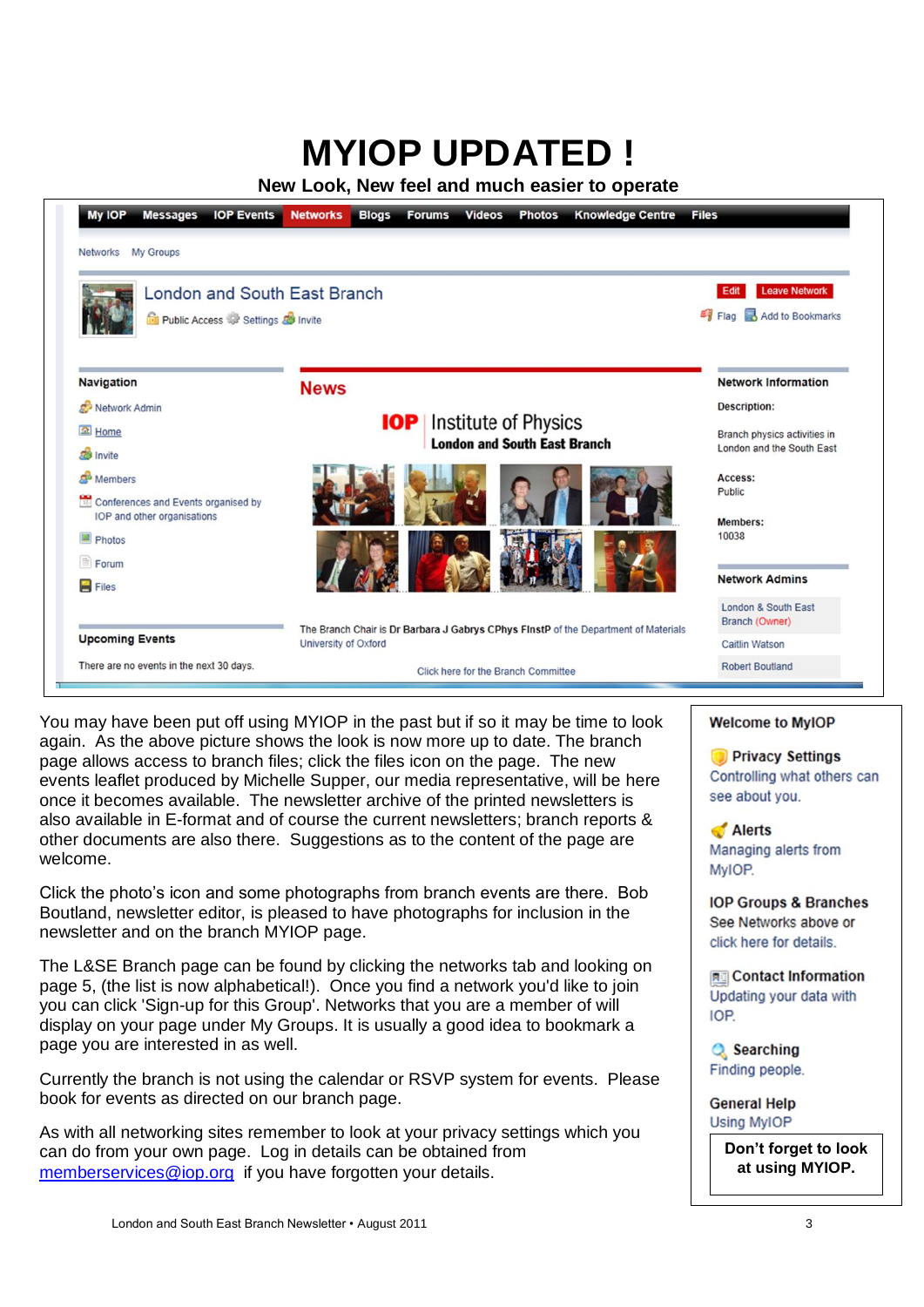# MYIOP UPDATED !

**New Look, New feel and much easier to operate**

You may have been put off using MYIOP in the past but if so it may be time to look again. As the above picture shows the look is now more up to date. The branch page allows access to branch files; click the files icon on the page. The new events leaflet produced by Michelle Supper, our media representative, will be here once it becomes available. The newsletter archive of the printed newsletters is also available in E-format and of course the current newsletters; branch reports & other documents are also there. Suggestions as to the content of the page are welcome.

Click the photo's icon and some photographs from branch events are there. Bob Boutland, newsletter editor, is pleased to have photographs for inclusion in the newsletter and on the branch MYIOP page.

The L&SE Branch page can be found by clicking the networks tab and looking on page 5, (the list is now alphabetical!). Once you find a network you'd like to join you can click 'Sign-up for this Group'. Networks that you are a member of will display on your page under My Groups. It is usually a good idea to bookmark a page you are interested in as well.

Currently the branch is not using the calendar or RSVP system for events. Please book for events as directed on our branch page.

As with all networking sites remember to look at your privacy settings which you can do from your own page. Log in details can be obtained from memberservices@iop.org if you have forgotten your details.

**Welcome to MyIOP**

**Privacy Settings**
Controlling what others can see about you.

**Alerts**
Managing alerts from MyIOP.

**IOP Groups & Branches**
See Networks above or click here for details.

**Contact Information**
Updating your data with IOP.

**Searching**
Finding people.

**General Help**
Using MyIOP

**Don't forget to look at using MYIOP.**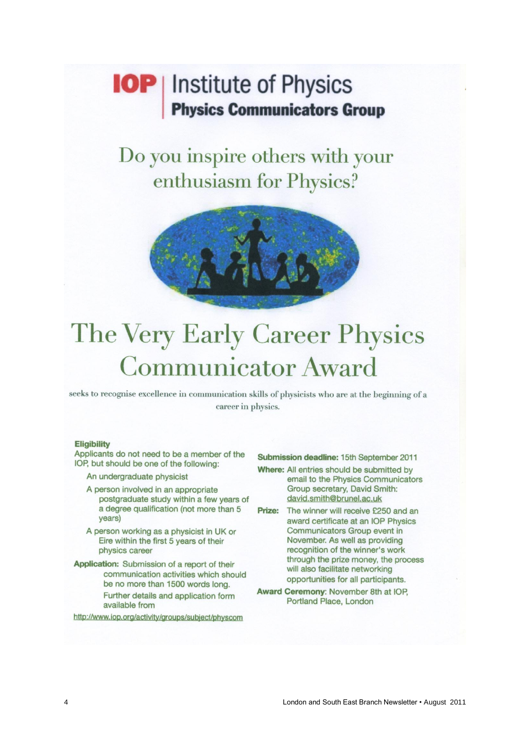**IOP** | Institute of Physics
**Physics Communicators Group**

## Do you inspire others with your enthusiasm for Physics?

# The Very Early Career Physics Communicator Award

seeks to recognise excellence in communication skills of physicists who are at the beginning of a career in physics.

**Eligibility**

Applicants do not need to be a member of the IOP, but should be one of the following:

- An undergraduate physicist
- A person involved in an appropriate postgraduate study within a few years of a degree qualification (not more than 5 years)
- A person working as a physicist in UK or Eire within the first 5 years of their physics career

**Application:** Submission of a report of their communication activities which should be no more than 1500 words long. Further details and application form available from

http://www.iop.org/activity/groups/subject/physcom

**Submission deadline:** 15th September 2011

**Where:** All entries should be submitted by email to the Physics Communicators Group secretary, David Smith: david.smith@brunel.ac.uk

**Prize:** The winner will receive £250 and an award certificate at an IOP Physics Communicators Group event in November. As well as providing recognition of the winner's work through the prize money, the process will also facilitate networking opportunities for all participants.

**Award Ceremony**: November 8th at IOP, Portland Place, London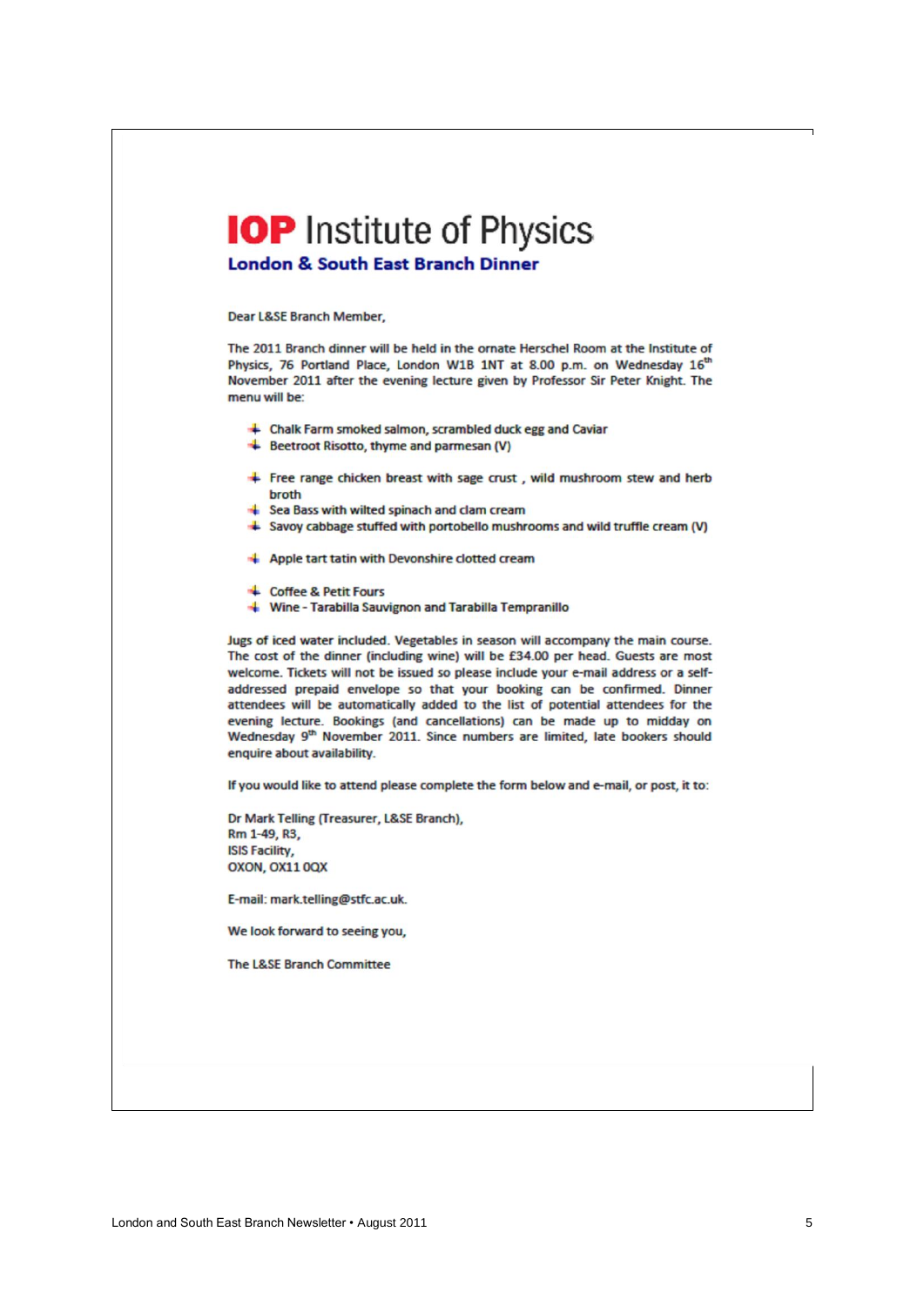# IOP Institute of Physics

## London & South East Branch Dinner

Dear L&SE Branch Member,

The 2011 Branch dinner will be held in the ornate Herschel Room at the Institute of Physics, 76 Portland Place, London W1B 1NT at 8.00 p.m. on Wednesday 16th November 2011 after the evening lecture given by Professor Sir Peter Knight. The menu will be:

- Chalk Farm smoked salmon, scrambled duck egg and Caviar
- Beetroot Risotto, thyme and parmesan (V)

- Free range chicken breast with sage crust , wild mushroom stew and herb broth
- Sea Bass with wilted spinach and clam cream
- Savoy cabbage stuffed with portobello mushrooms and wild truffle cream (V)

- Apple tart tatin with Devonshire clotted cream

- Coffee & Petit Fours
- Wine - Tarabilla Sauvignon and Tarabilla Tempranillo

Jugs of iced water included. Vegetables in season will accompany the main course. The cost of the dinner (including wine) will be £34.00 per head. Guests are most welcome. Tickets will not be issued so please include your e-mail address or a self-addressed prepaid envelope so that your booking can be confirmed. Dinner attendees will be automatically added to the list of potential attendees for the evening lecture. Bookings (and cancellations) can be made up to midday on Wednesday 9th November 2011. Since numbers are limited, late bookers should enquire about availability.

If you would like to attend please complete the form below and e-mail, or post, it to:

Dr Mark Telling (Treasurer, L&SE Branch),
Rm 1-49, R3,
ISIS Facility,
OXON, OX11 0QX

E-mail: mark.telling@stfc.ac.uk.

We look forward to seeing you,

The L&SE Branch Committee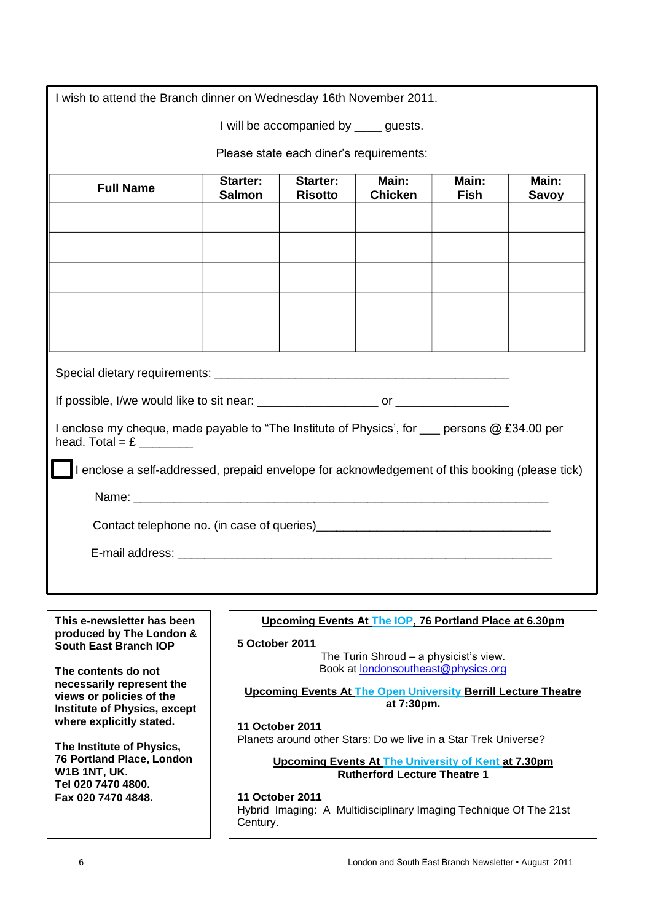I wish to attend the Branch dinner on Wednesday 16th November 2011.

I will be accompanied by ____ guests.

Please state each diner's requirements:

| Full Name | Starter: Salmon | Starter: Risotto | Main: Chicken | Main: Fish | Main: Savoy |
|---|---|---|---|---|---|
| | | | | | |
| | | | | | |
| | | | | | |
| | | | | | |
| | | | | | |

Special dietary requirements: ___________________________________________

If possible, I/we would like to sit near: __________________ or ________________

I enclose my cheque, made payable to "The Institute of Physics', for ___ persons @ £34.00 per head. Total = £ ________

☐ I enclose a self-addressed, prepaid envelope for acknowledgement of this booking (please tick)

Name: _____________________________________________________________

Contact telephone no. (in case of queries)__________________________________

E-mail address: ________________________________________________________

**This e-newsletter has been produced by The London & South East Branch IOP**

**The contents do not necessarily represent the views or policies of the Institute of Physics, except where explicitly stated.**

**The Institute of Physics, 76 Portland Place, London W1B 1NT, UK. Tel 020 7470 4800. Fax 020 7470 4848.**

**Upcoming Events At The IOP, 76 Portland Place at 6.30pm**

**5 October 2011**

The Turin Shroud – a physicist's view.
Book at londonsoutheast@physics.org

**Upcoming Events At The Open University Berrill Lecture Theatre at 7:30pm.**

**11 October 2011**

Planets around other Stars: Do we live in a Star Trek Universe?

**Upcoming Events At The University of Kent at 7.30pm Rutherford Lecture Theatre 1**

**11 October 2011**

Hybrid Imaging: A Multidisciplinary Imaging Technique Of The 21st Century.